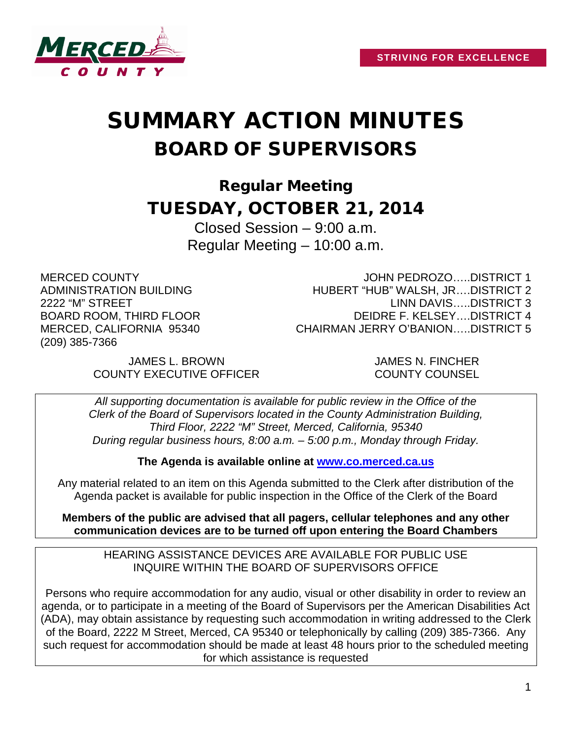STRIVING FOR EXCELLENCE

# SUMMARY ACTION MINUTES
# BOARD OF SUPERVISORS

## Regular Meeting
## TUESDAY, OCTOBER 21, 2014

Closed Session – 9:00 a.m.
Regular Meeting – 10:00 a.m.

MERCED COUNTY
ADMINISTRATION BUILDING
2222 "M" STREET
BOARD ROOM, THIRD FLOOR
MERCED, CALIFORNIA 95340
(209) 385-7366

JOHN PEDROZO…..DISTRICT 1
HUBERT "HUB" WALSH, JR….DISTRICT 2
LINN DAVIS…..DISTRICT 3
DEIDRE F. KELSEY….DISTRICT 4
CHAIRMAN JERRY O'BANION…..DISTRICT 5

JAMES L. BROWN
COUNTY EXECUTIVE OFFICER

JAMES N. FINCHER
COUNTY COUNSEL

*All supporting documentation is available for public review in the Office of the Clerk of the Board of Supervisors located in the County Administration Building, Third Floor, 2222 "M" Street, Merced, California, 95340 During regular business hours, 8:00 a.m. – 5:00 p.m., Monday through Friday.*

**The Agenda is available online at [www.co.merced.ca.us](http://www.co.merced.ca.us)**

Any material related to an item on this Agenda submitted to the Clerk after distribution of the Agenda packet is available for public inspection in the Office of the Clerk of the Board

**Members of the public are advised that all pagers, cellular telephones and any other communication devices are to be turned off upon entering the Board Chambers**

HEARING ASSISTANCE DEVICES ARE AVAILABLE FOR PUBLIC USE
INQUIRE WITHIN THE BOARD OF SUPERVISORS OFFICE

Persons who require accommodation for any audio, visual or other disability in order to review an agenda, or to participate in a meeting of the Board of Supervisors per the American Disabilities Act (ADA), may obtain assistance by requesting such accommodation in writing addressed to the Clerk of the Board, 2222 M Street, Merced, CA 95340 or telephonically by calling (209) 385-7366. Any such request for accommodation should be made at least 48 hours prior to the scheduled meeting for which assistance is requested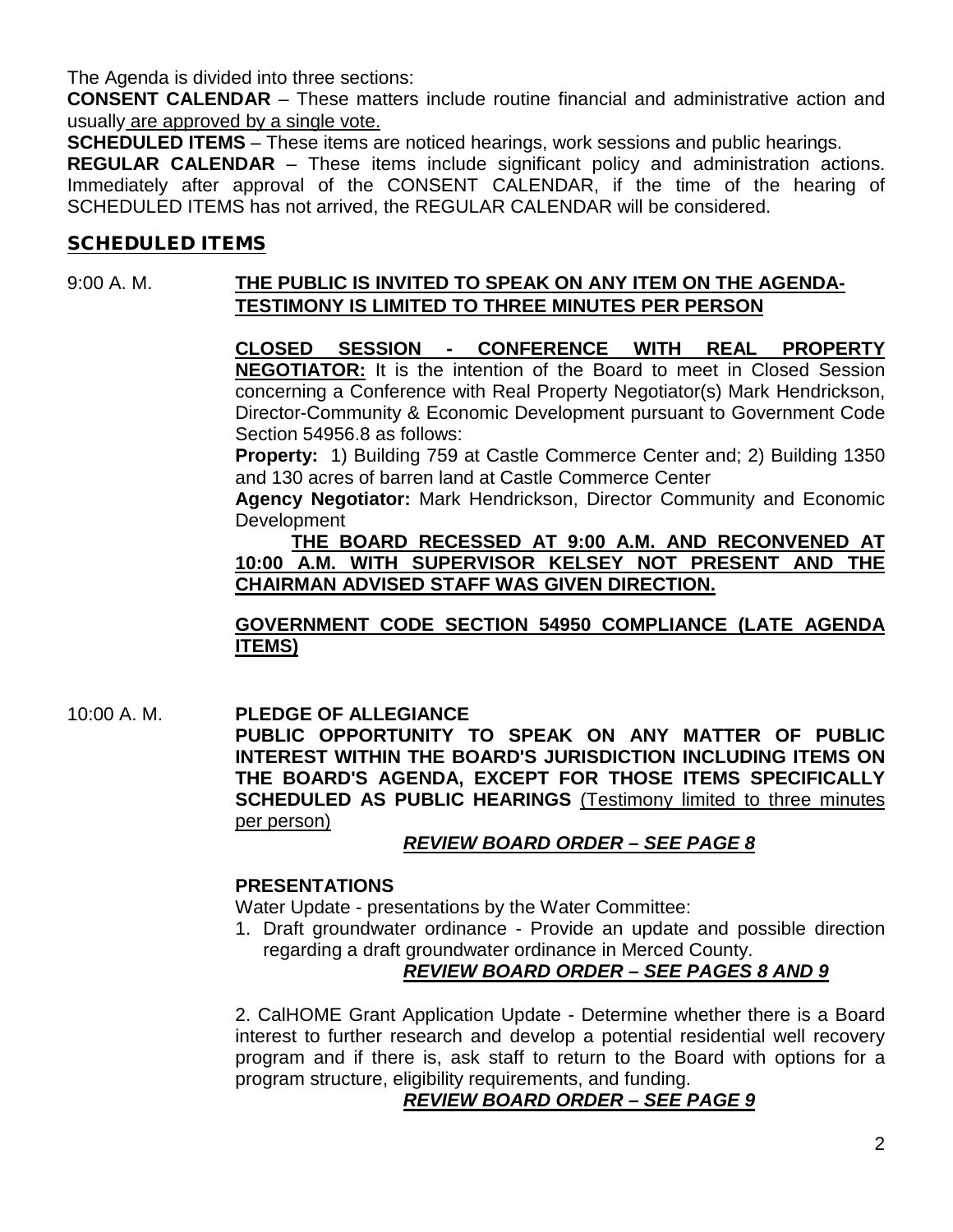The Agenda is divided into three sections:

**CONSENT CALENDAR** – These matters include routine financial and administrative action and usually are approved by a single vote.

**SCHEDULED ITEMS** – These items are noticed hearings, work sessions and public hearings.

**REGULAR CALENDAR** – These items include significant policy and administration actions. Immediately after approval of the CONSENT CALENDAR, if the time of the hearing of SCHEDULED ITEMS has not arrived, the REGULAR CALENDAR will be considered.

## SCHEDULED ITEMS

9:00 A. M. **THE PUBLIC IS INVITED TO SPEAK ON ANY ITEM ON THE AGENDA-TESTIMONY IS LIMITED TO THREE MINUTES PER PERSON**

**CLOSED SESSION - CONFERENCE WITH REAL PROPERTY NEGOTIATOR:** It is the intention of the Board to meet in Closed Session concerning a Conference with Real Property Negotiator(s) Mark Hendrickson, Director-Community & Economic Development pursuant to Government Code Section 54956.8 as follows:

**Property:** 1) Building 759 at Castle Commerce Center and; 2) Building 1350 and 130 acres of barren land at Castle Commerce Center

**Agency Negotiator:** Mark Hendrickson, Director Community and Economic Development

**THE BOARD RECESSED AT 9:00 A.M. AND RECONVENED AT 10:00 A.M. WITH SUPERVISOR KELSEY NOT PRESENT AND THE CHAIRMAN ADVISED STAFF WAS GIVEN DIRECTION.**

**GOVERNMENT CODE SECTION 54950 COMPLIANCE (LATE AGENDA ITEMS)**

10:00 A. M. **PLEDGE OF ALLEGIANCE**

**PUBLIC OPPORTUNITY TO SPEAK ON ANY MATTER OF PUBLIC INTEREST WITHIN THE BOARD'S JURISDICTION INCLUDING ITEMS ON THE BOARD'S AGENDA, EXCEPT FOR THOSE ITEMS SPECIFICALLY SCHEDULED AS PUBLIC HEARINGS** (Testimony limited to three minutes per person)

***REVIEW BOARD ORDER – SEE PAGE 8***

**PRESENTATIONS**

Water Update - presentations by the Water Committee:

1. Draft groundwater ordinance - Provide an update and possible direction regarding a draft groundwater ordinance in Merced County.

***REVIEW BOARD ORDER – SEE PAGES 8 AND 9***

2. CalHOME Grant Application Update - Determine whether there is a Board interest to further research and develop a potential residential well recovery program and if there is, ask staff to return to the Board with options for a program structure, eligibility requirements, and funding.

***REVIEW BOARD ORDER – SEE PAGE 9***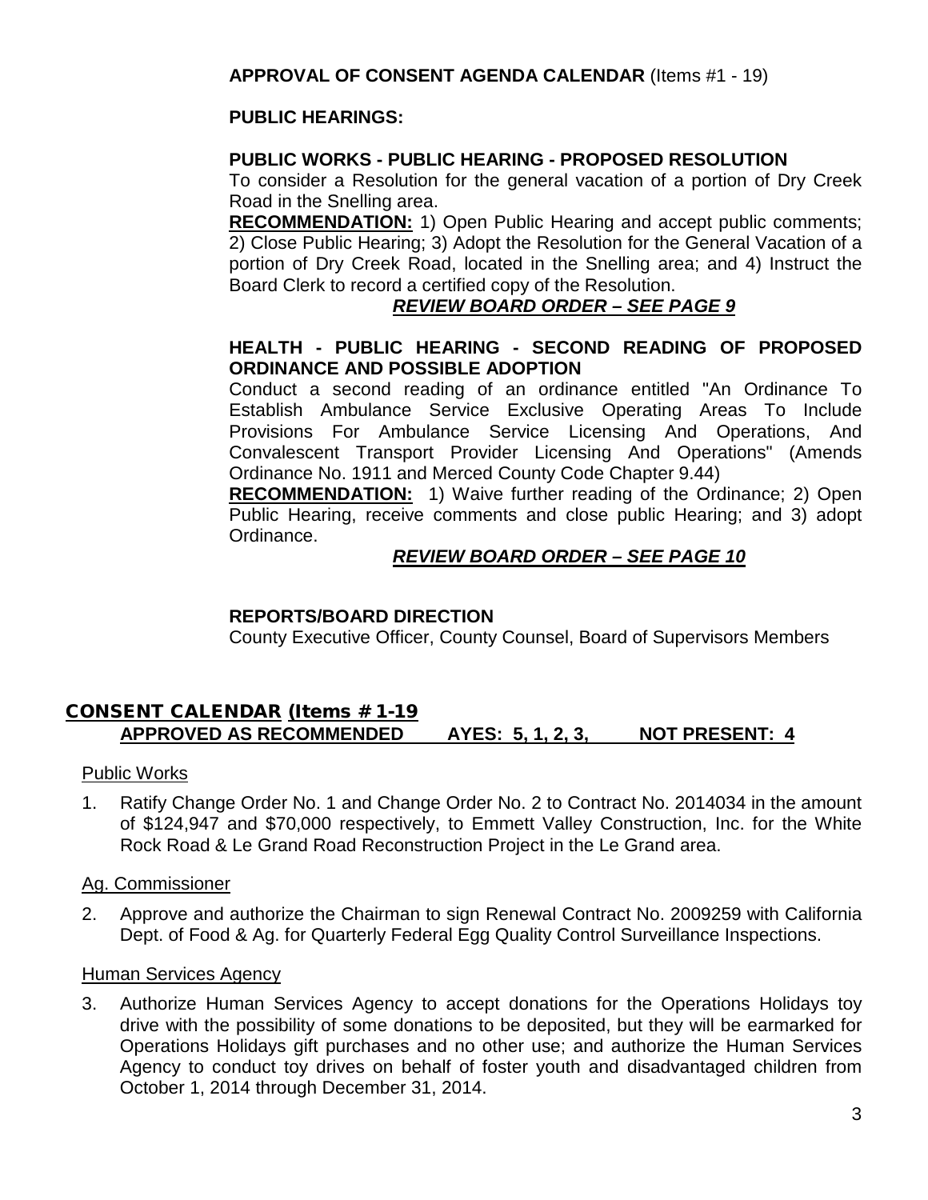**APPROVAL OF CONSENT AGENDA CALENDAR** (Items #1 - 19)

**PUBLIC HEARINGS:**

**PUBLIC WORKS - PUBLIC HEARING - PROPOSED RESOLUTION**
To consider a Resolution for the general vacation of a portion of Dry Creek Road in the Snelling area.
**RECOMMENDATION:** 1) Open Public Hearing and accept public comments; 2) Close Public Hearing; 3) Adopt the Resolution for the General Vacation of a portion of Dry Creek Road, located in the Snelling area; and 4) Instruct the Board Clerk to record a certified copy of the Resolution.

***REVIEW BOARD ORDER – SEE PAGE 9***

**HEALTH - PUBLIC HEARING - SECOND READING OF PROPOSED ORDINANCE AND POSSIBLE ADOPTION**
Conduct a second reading of an ordinance entitled "An Ordinance To Establish Ambulance Service Exclusive Operating Areas To Include Provisions For Ambulance Service Licensing And Operations, And Convalescent Transport Provider Licensing And Operations" (Amends Ordinance No. 1911 and Merced County Code Chapter 9.44)
**RECOMMENDATION:** 1) Waive further reading of the Ordinance; 2) Open Public Hearing, receive comments and close public Hearing; and 3) adopt Ordinance.

***REVIEW BOARD ORDER – SEE PAGE 10***

**REPORTS/BOARD DIRECTION**
County Executive Officer, County Counsel, Board of Supervisors Members

## CONSENT CALENDAR (Items # 1-19

**APPROVED AS RECOMMENDED AYES: 5, 1, 2, 3, NOT PRESENT: 4**

Public Works

1. Ratify Change Order No. 1 and Change Order No. 2 to Contract No. 2014034 in the amount of $124,947 and $70,000 respectively, to Emmett Valley Construction, Inc. for the White Rock Road & Le Grand Road Reconstruction Project in the Le Grand area.

Ag. Commissioner

2. Approve and authorize the Chairman to sign Renewal Contract No. 2009259 with California Dept. of Food & Ag. for Quarterly Federal Egg Quality Control Surveillance Inspections.

Human Services Agency

3. Authorize Human Services Agency to accept donations for the Operations Holidays toy drive with the possibility of some donations to be deposited, but they will be earmarked for Operations Holidays gift purchases and no other use; and authorize the Human Services Agency to conduct toy drives on behalf of foster youth and disadvantaged children from October 1, 2014 through December 31, 2014.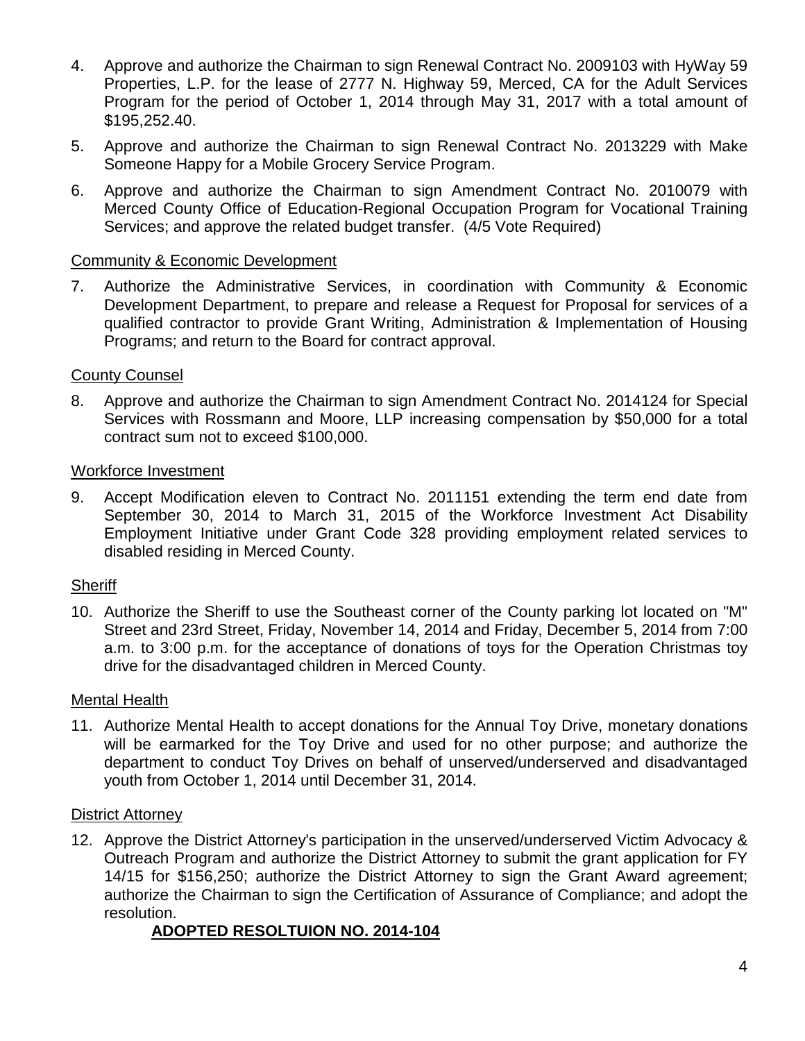4. Approve and authorize the Chairman to sign Renewal Contract No. 2009103 with HyWay 59 Properties, L.P. for the lease of 2777 N. Highway 59, Merced, CA for the Adult Services Program for the period of October 1, 2014 through May 31, 2017 with a total amount of $195,252.40.

5. Approve and authorize the Chairman to sign Renewal Contract No. 2013229 with Make Someone Happy for a Mobile Grocery Service Program.

6. Approve and authorize the Chairman to sign Amendment Contract No. 2010079 with Merced County Office of Education-Regional Occupation Program for Vocational Training Services; and approve the related budget transfer. (4/5 Vote Required)

Community & Economic Development

7. Authorize the Administrative Services, in coordination with Community & Economic Development Department, to prepare and release a Request for Proposal for services of a qualified contractor to provide Grant Writing, Administration & Implementation of Housing Programs; and return to the Board for contract approval.

County Counsel

8. Approve and authorize the Chairman to sign Amendment Contract No. 2014124 for Special Services with Rossmann and Moore, LLP increasing compensation by $50,000 for a total contract sum not to exceed $100,000.

Workforce Investment

9. Accept Modification eleven to Contract No. 2011151 extending the term end date from September 30, 2014 to March 31, 2015 of the Workforce Investment Act Disability Employment Initiative under Grant Code 328 providing employment related services to disabled residing in Merced County.

Sheriff

10. Authorize the Sheriff to use the Southeast corner of the County parking lot located on "M" Street and 23rd Street, Friday, November 14, 2014 and Friday, December 5, 2014 from 7:00 a.m. to 3:00 p.m. for the acceptance of donations of toys for the Operation Christmas toy drive for the disadvantaged children in Merced County.

Mental Health

11. Authorize Mental Health to accept donations for the Annual Toy Drive, monetary donations will be earmarked for the Toy Drive and used for no other purpose; and authorize the department to conduct Toy Drives on behalf of unserved/underserved and disadvantaged youth from October 1, 2014 until December 31, 2014.

District Attorney

12. Approve the District Attorney's participation in the unserved/underserved Victim Advocacy & Outreach Program and authorize the District Attorney to submit the grant application for FY 14/15 for $156,250; authorize the District Attorney to sign the Grant Award agreement; authorize the Chairman to sign the Certification of Assurance of Compliance; and adopt the resolution.

    **ADOPTED RESOLTUION NO. 2014-104**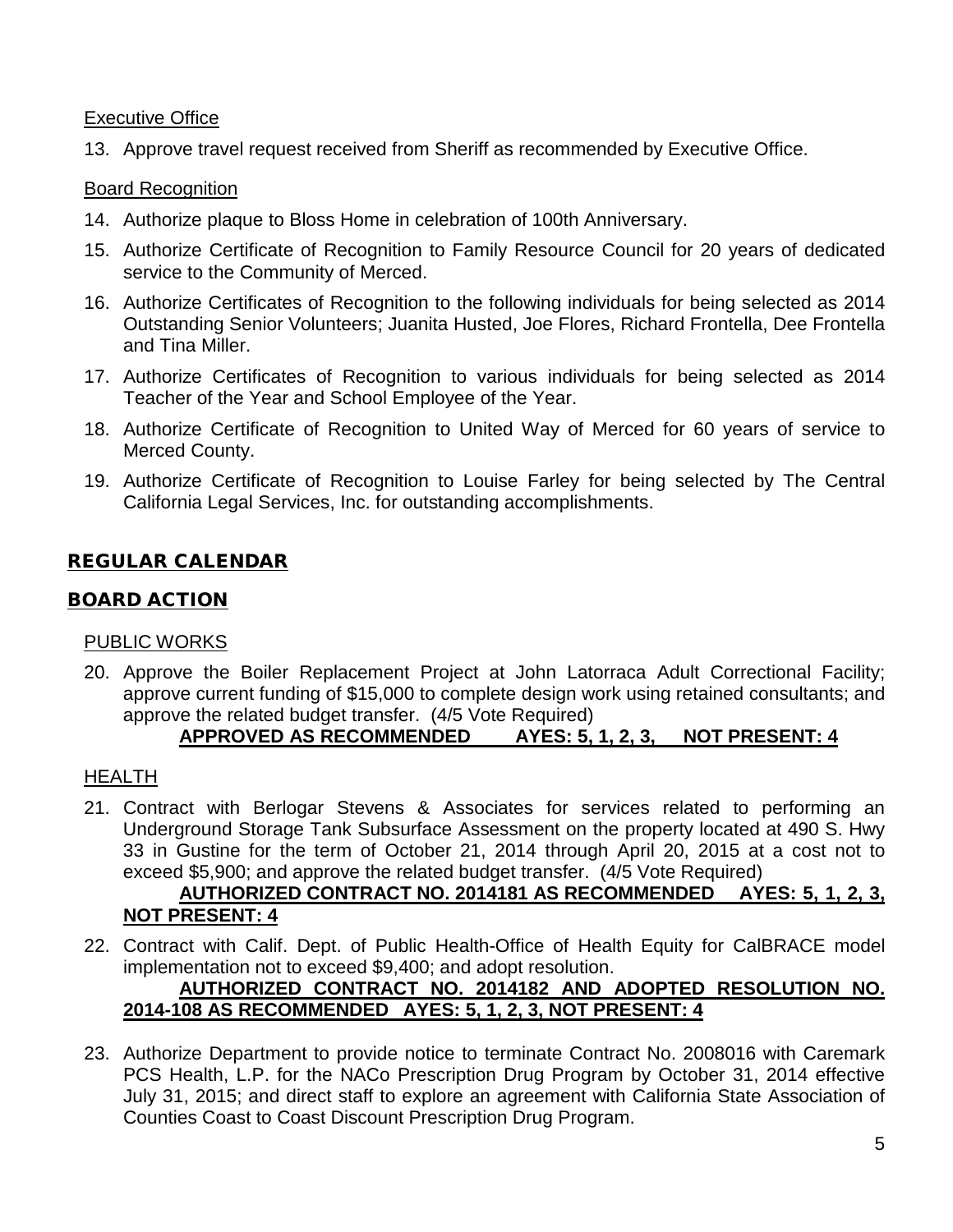Executive Office

13. Approve travel request received from Sheriff as recommended by Executive Office.

Board Recognition

14. Authorize plaque to Bloss Home in celebration of 100th Anniversary.
15. Authorize Certificate of Recognition to Family Resource Council for 20 years of dedicated service to the Community of Merced.
16. Authorize Certificates of Recognition to the following individuals for being selected as 2014 Outstanding Senior Volunteers; Juanita Husted, Joe Flores, Richard Frontella, Dee Frontella and Tina Miller.
17. Authorize Certificates of Recognition to various individuals for being selected as 2014 Teacher of the Year and School Employee of the Year.
18. Authorize Certificate of Recognition to United Way of Merced for 60 years of service to Merced County.
19. Authorize Certificate of Recognition to Louise Farley for being selected by The Central California Legal Services, Inc. for outstanding accomplishments.

## REGULAR CALENDAR

## BOARD ACTION

PUBLIC WORKS

20. Approve the Boiler Replacement Project at John Latorraca Adult Correctional Facility; approve current funding of $15,000 to complete design work using retained consultants; and approve the related budget transfer. (4/5 Vote Required)

    **APPROVED AS RECOMMENDED AYES: 5, 1, 2, 3, NOT PRESENT: 4**

HEALTH

21. Contract with Berlogar Stevens & Associates for services related to performing an Underground Storage Tank Subsurface Assessment on the property located at 490 S. Hwy 33 in Gustine for the term of October 21, 2014 through April 20, 2015 at a cost not to exceed $5,900; and approve the related budget transfer. (4/5 Vote Required)

    **AUTHORIZED CONTRACT NO. 2014181 AS RECOMMENDED AYES: 5, 1, 2, 3, NOT PRESENT: 4**

22. Contract with Calif. Dept. of Public Health-Office of Health Equity for CalBRACE model implementation not to exceed $9,400; and adopt resolution.

    **AUTHORIZED CONTRACT NO. 2014182 AND ADOPTED RESOLUTION NO. 2014-108 AS RECOMMENDED AYES: 5, 1, 2, 3, NOT PRESENT: 4**

23. Authorize Department to provide notice to terminate Contract No. 2008016 with Caremark PCS Health, L.P. for the NACo Prescription Drug Program by October 31, 2014 effective July 31, 2015; and direct staff to explore an agreement with California State Association of Counties Coast to Coast Discount Prescription Drug Program.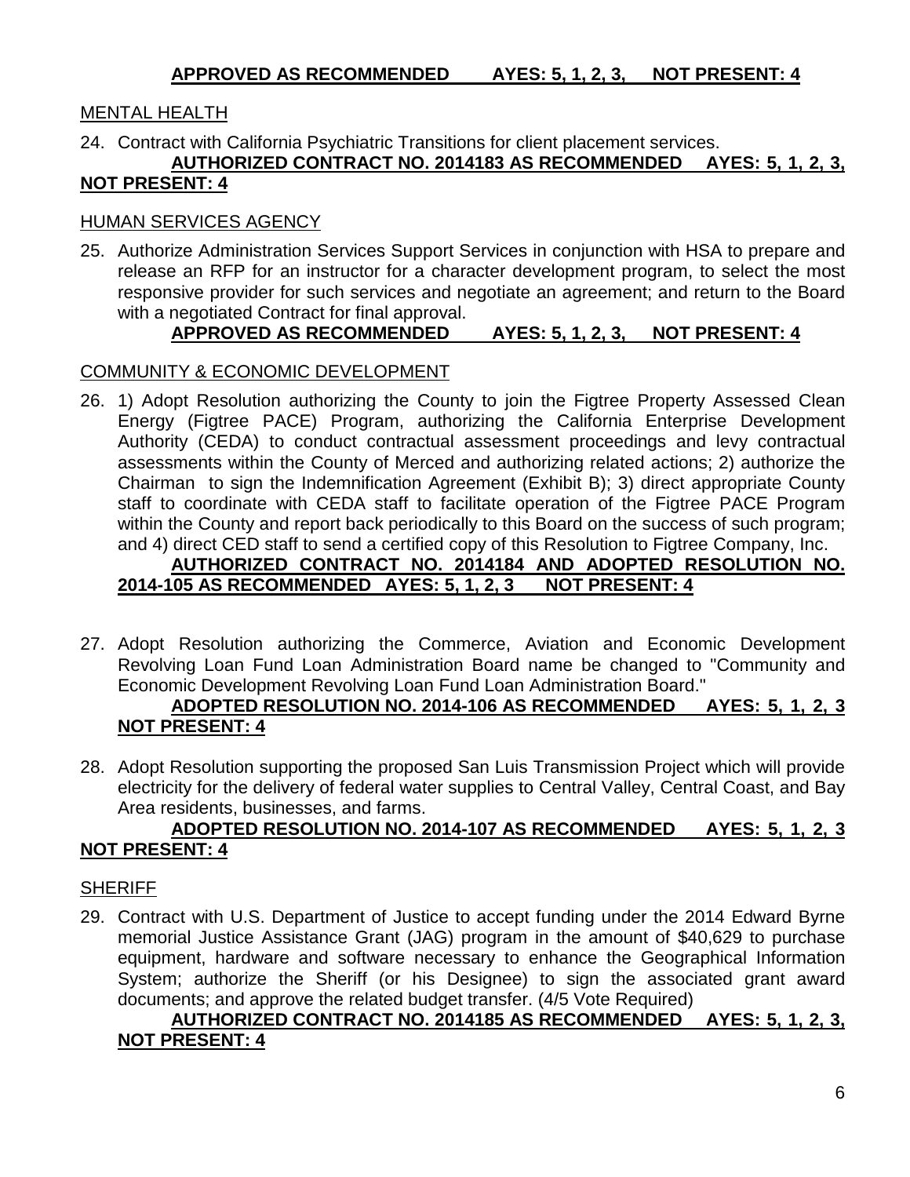**APPROVED AS RECOMMENDED AYES: 5, 1, 2, 3, NOT PRESENT: 4**

MENTAL HEALTH

24. Contract with California Psychiatric Transitions for client placement services.
**AUTHORIZED CONTRACT NO. 2014183 AS RECOMMENDED AYES: 5, 1, 2, 3, NOT PRESENT: 4**

HUMAN SERVICES AGENCY

25. Authorize Administration Services Support Services in conjunction with HSA to prepare and release an RFP for an instructor for a character development program, to select the most responsive provider for such services and negotiate an agreement; and return to the Board with a negotiated Contract for final approval.
**APPROVED AS RECOMMENDED AYES: 5, 1, 2, 3, NOT PRESENT: 4**

COMMUNITY & ECONOMIC DEVELOPMENT

26. 1) Adopt Resolution authorizing the County to join the Figtree Property Assessed Clean Energy (Figtree PACE) Program, authorizing the California Enterprise Development Authority (CEDA) to conduct contractual assessment proceedings and levy contractual assessments within the County of Merced and authorizing related actions; 2) authorize the Chairman to sign the Indemnification Agreement (Exhibit B); 3) direct appropriate County staff to coordinate with CEDA staff to facilitate operation of the Figtree PACE Program within the County and report back periodically to this Board on the success of such program; and 4) direct CED staff to send a certified copy of this Resolution to Figtree Company, Inc.
**AUTHORIZED CONTRACT NO. 2014184 AND ADOPTED RESOLUTION NO. 2014-105 AS RECOMMENDED AYES: 5, 1, 2, 3 NOT PRESENT: 4**

27. Adopt Resolution authorizing the Commerce, Aviation and Economic Development Revolving Loan Fund Loan Administration Board name be changed to "Community and Economic Development Revolving Loan Fund Loan Administration Board."
**ADOPTED RESOLUTION NO. 2014-106 AS RECOMMENDED AYES: 5, 1, 2, 3 NOT PRESENT: 4**

28. Adopt Resolution supporting the proposed San Luis Transmission Project which will provide electricity for the delivery of federal water supplies to Central Valley, Central Coast, and Bay Area residents, businesses, and farms.
**ADOPTED RESOLUTION NO. 2014-107 AS RECOMMENDED AYES: 5, 1, 2, 3 NOT PRESENT: 4**

SHERIFF

29. Contract with U.S. Department of Justice to accept funding under the 2014 Edward Byrne memorial Justice Assistance Grant (JAG) program in the amount of $40,629 to purchase equipment, hardware and software necessary to enhance the Geographical Information System; authorize the Sheriff (or his Designee) to sign the associated grant award documents; and approve the related budget transfer. (4/5 Vote Required)
**AUTHORIZED CONTRACT NO. 2014185 AS RECOMMENDED AYES: 5, 1, 2, 3, NOT PRESENT: 4**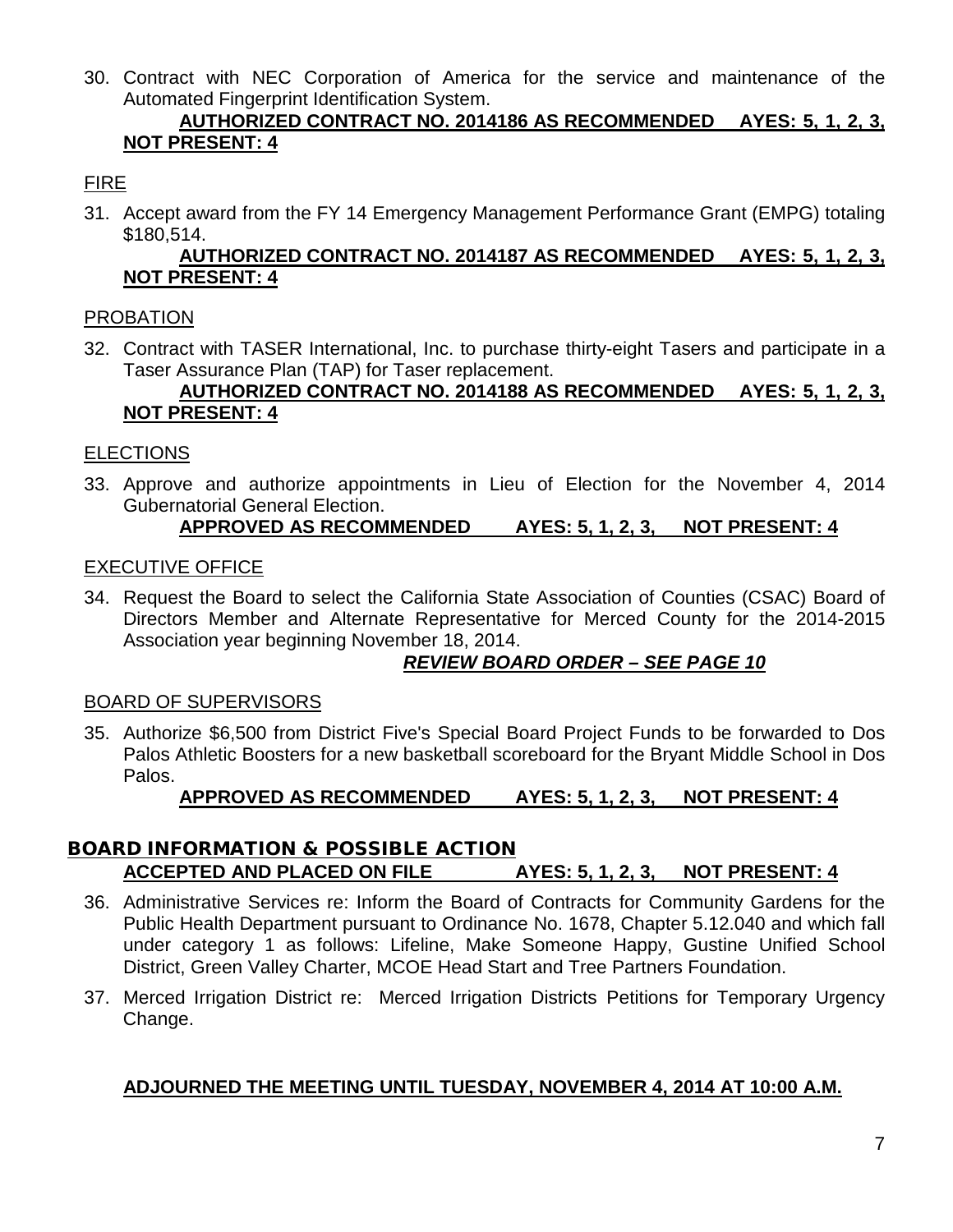30. Contract with NEC Corporation of America for the service and maintenance of the Automated Fingerprint Identification System.

    **AUTHORIZED CONTRACT NO. 2014186 AS RECOMMENDED AYES: 5, 1, 2, 3, NOT PRESENT: 4**

FIRE

31. Accept award from the FY 14 Emergency Management Performance Grant (EMPG) totaling $180,514.

    **AUTHORIZED CONTRACT NO. 2014187 AS RECOMMENDED AYES: 5, 1, 2, 3, NOT PRESENT: 4**

PROBATION

32. Contract with TASER International, Inc. to purchase thirty-eight Tasers and participate in a Taser Assurance Plan (TAP) for Taser replacement.

    **AUTHORIZED CONTRACT NO. 2014188 AS RECOMMENDED AYES: 5, 1, 2, 3, NOT PRESENT: 4**

ELECTIONS

33. Approve and authorize appointments in Lieu of Election for the November 4, 2014 Gubernatorial General Election.

    **APPROVED AS RECOMMENDED AYES: 5, 1, 2, 3, NOT PRESENT: 4**

EXECUTIVE OFFICE

34. Request the Board to select the California State Association of Counties (CSAC) Board of Directors Member and Alternate Representative for Merced County for the 2014-2015 Association year beginning November 18, 2014.

    ***REVIEW BOARD ORDER – SEE PAGE 10***

BOARD OF SUPERVISORS

35. Authorize $6,500 from District Five's Special Board Project Funds to be forwarded to Dos Palos Athletic Boosters for a new basketball scoreboard for the Bryant Middle School in Dos Palos.

    **APPROVED AS RECOMMENDED AYES: 5, 1, 2, 3, NOT PRESENT: 4**

## BOARD INFORMATION & POSSIBLE ACTION

**ACCEPTED AND PLACED ON FILE AYES: 5, 1, 2, 3, NOT PRESENT: 4**

36. Administrative Services re: Inform the Board of Contracts for Community Gardens for the Public Health Department pursuant to Ordinance No. 1678, Chapter 5.12.040 and which fall under category 1 as follows: Lifeline, Make Someone Happy, Gustine Unified School District, Green Valley Charter, MCOE Head Start and Tree Partners Foundation.

37. Merced Irrigation District re: Merced Irrigation Districts Petitions for Temporary Urgency Change.

**ADJOURNED THE MEETING UNTIL TUESDAY, NOVEMBER 4, 2014 AT 10:00 A.M.**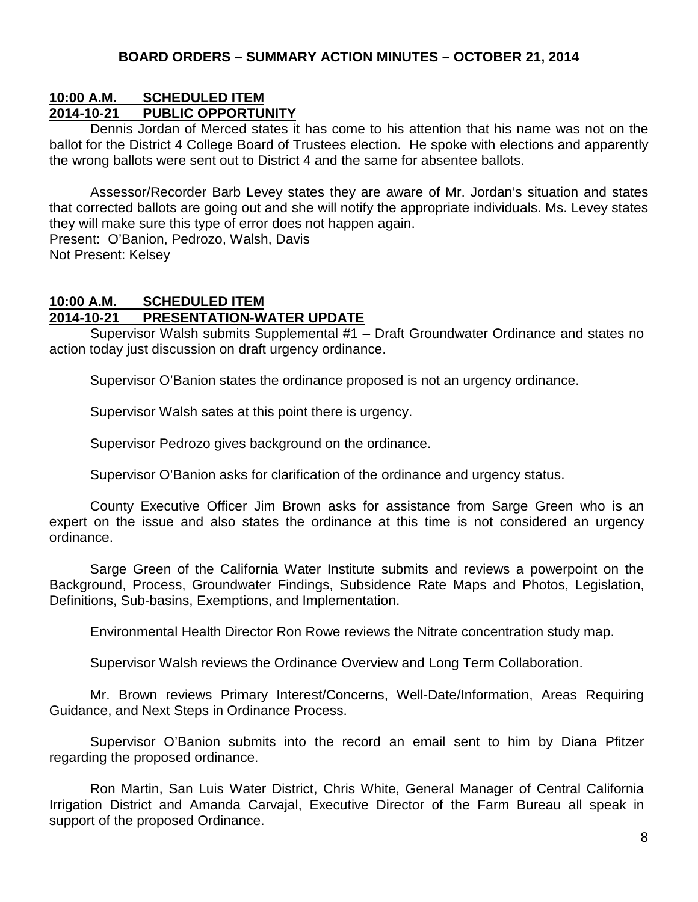**BOARD ORDERS – SUMMARY ACTION MINUTES – OCTOBER 21, 2014**

**10:00 A.M. SCHEDULED ITEM**
**2014-10-21 PUBLIC OPPORTUNITY**

Dennis Jordan of Merced states it has come to his attention that his name was not on the ballot for the District 4 College Board of Trustees election. He spoke with elections and apparently the wrong ballots were sent out to District 4 and the same for absentee ballots.

Assessor/Recorder Barb Levey states they are aware of Mr. Jordan's situation and states that corrected ballots are going out and she will notify the appropriate individuals. Ms. Levey states they will make sure this type of error does not happen again.

Present: O'Banion, Pedrozo, Walsh, Davis
Not Present: Kelsey

**10:00 A.M. SCHEDULED ITEM**
**2014-10-21 PRESENTATION-WATER UPDATE**

Supervisor Walsh submits Supplemental #1 – Draft Groundwater Ordinance and states no action today just discussion on draft urgency ordinance.

Supervisor O'Banion states the ordinance proposed is not an urgency ordinance.

Supervisor Walsh sates at this point there is urgency.

Supervisor Pedrozo gives background on the ordinance.

Supervisor O'Banion asks for clarification of the ordinance and urgency status.

County Executive Officer Jim Brown asks for assistance from Sarge Green who is an expert on the issue and also states the ordinance at this time is not considered an urgency ordinance.

Sarge Green of the California Water Institute submits and reviews a powerpoint on the Background, Process, Groundwater Findings, Subsidence Rate Maps and Photos, Legislation, Definitions, Sub-basins, Exemptions, and Implementation.

Environmental Health Director Ron Rowe reviews the Nitrate concentration study map.

Supervisor Walsh reviews the Ordinance Overview and Long Term Collaboration.

Mr. Brown reviews Primary Interest/Concerns, Well-Date/Information, Areas Requiring Guidance, and Next Steps in Ordinance Process.

Supervisor O'Banion submits into the record an email sent to him by Diana Pfitzer regarding the proposed ordinance.

Ron Martin, San Luis Water District, Chris White, General Manager of Central California Irrigation District and Amanda Carvajal, Executive Director of the Farm Bureau all speak in support of the proposed Ordinance.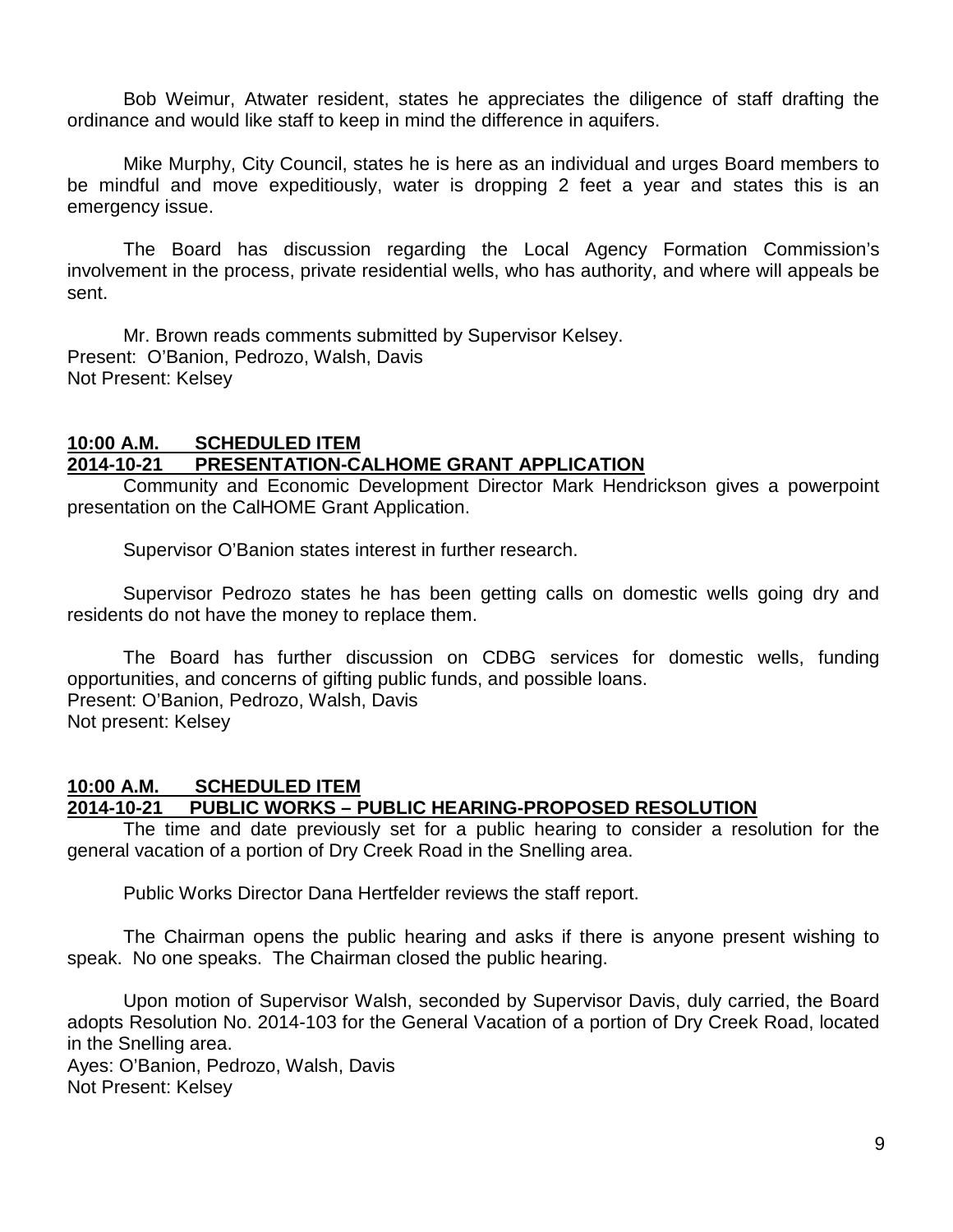Bob Weimur, Atwater resident, states he appreciates the diligence of staff drafting the ordinance and would like staff to keep in mind the difference in aquifers.

Mike Murphy, City Council, states he is here as an individual and urges Board members to be mindful and move expeditiously, water is dropping 2 feet a year and states this is an emergency issue.

The Board has discussion regarding the Local Agency Formation Commission's involvement in the process, private residential wells, who has authority, and where will appeals be sent.

Mr. Brown reads comments submitted by Supervisor Kelsey.
Present: O'Banion, Pedrozo, Walsh, Davis
Not Present: Kelsey

**10:00 A.M. SCHEDULED ITEM**
**2014-10-21 PRESENTATION-CALHOME GRANT APPLICATION**

Community and Economic Development Director Mark Hendrickson gives a powerpoint presentation on the CalHOME Grant Application.

Supervisor O'Banion states interest in further research.

Supervisor Pedrozo states he has been getting calls on domestic wells going dry and residents do not have the money to replace them.

The Board has further discussion on CDBG services for domestic wells, funding opportunities, and concerns of gifting public funds, and possible loans.
Present: O'Banion, Pedrozo, Walsh, Davis
Not present: Kelsey

**10:00 A.M. SCHEDULED ITEM**
**2014-10-21 PUBLIC WORKS – PUBLIC HEARING-PROPOSED RESOLUTION**

The time and date previously set for a public hearing to consider a resolution for the general vacation of a portion of Dry Creek Road in the Snelling area.

Public Works Director Dana Hertfelder reviews the staff report.

The Chairman opens the public hearing and asks if there is anyone present wishing to speak. No one speaks. The Chairman closed the public hearing.

Upon motion of Supervisor Walsh, seconded by Supervisor Davis, duly carried, the Board adopts Resolution No. 2014-103 for the General Vacation of a portion of Dry Creek Road, located in the Snelling area.
Ayes: O'Banion, Pedrozo, Walsh, Davis
Not Present: Kelsey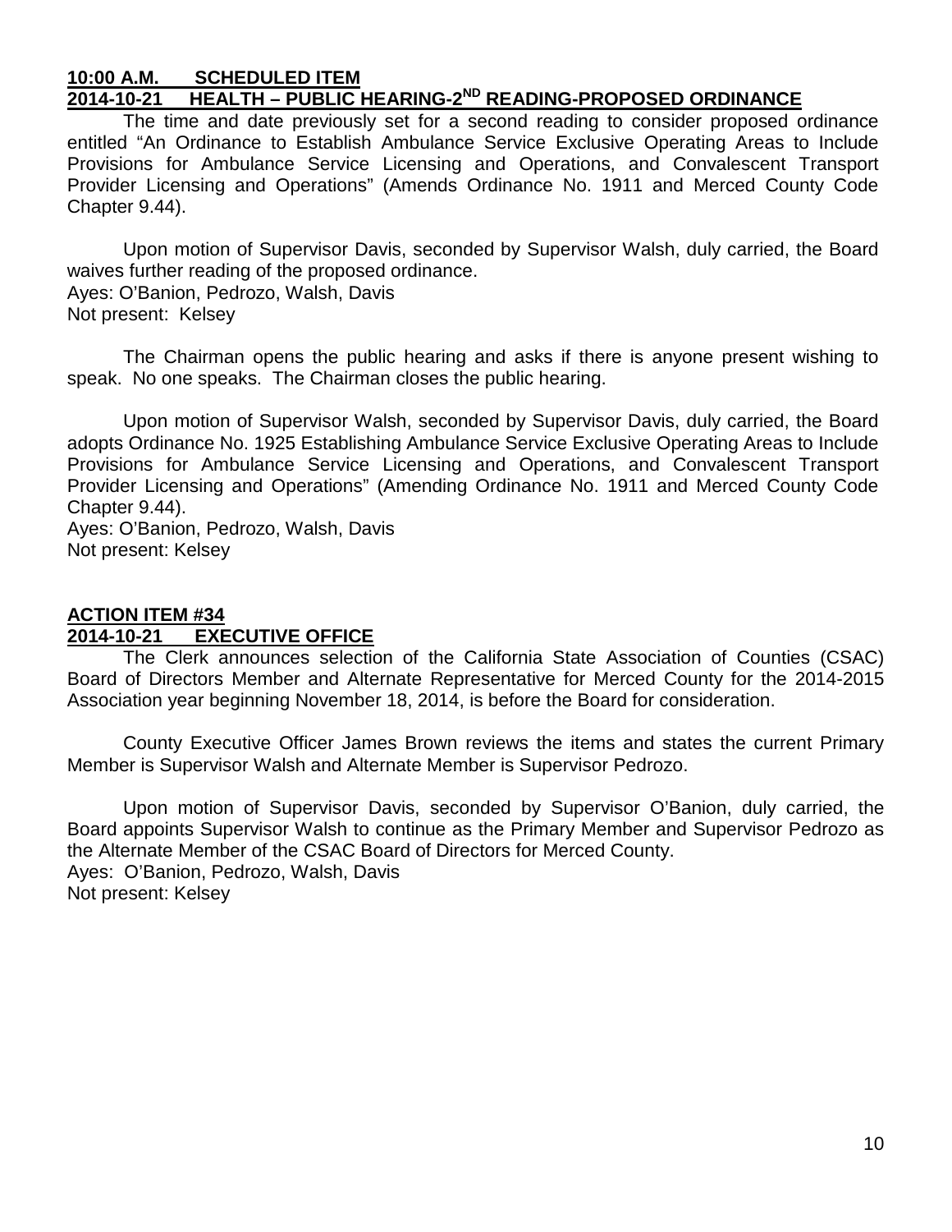**10:00 A.M. SCHEDULED ITEM**

**2014-10-21 HEALTH – PUBLIC HEARING-2ND READING-PROPOSED ORDINANCE**

The time and date previously set for a second reading to consider proposed ordinance entitled "An Ordinance to Establish Ambulance Service Exclusive Operating Areas to Include Provisions for Ambulance Service Licensing and Operations, and Convalescent Transport Provider Licensing and Operations" (Amends Ordinance No. 1911 and Merced County Code Chapter 9.44).

Upon motion of Supervisor Davis, seconded by Supervisor Walsh, duly carried, the Board waives further reading of the proposed ordinance.
Ayes: O'Banion, Pedrozo, Walsh, Davis
Not present: Kelsey

The Chairman opens the public hearing and asks if there is anyone present wishing to speak. No one speaks. The Chairman closes the public hearing.

Upon motion of Supervisor Walsh, seconded by Supervisor Davis, duly carried, the Board adopts Ordinance No. 1925 Establishing Ambulance Service Exclusive Operating Areas to Include Provisions for Ambulance Service Licensing and Operations, and Convalescent Transport Provider Licensing and Operations" (Amending Ordinance No. 1911 and Merced County Code Chapter 9.44).
Ayes: O'Banion, Pedrozo, Walsh, Davis
Not present: Kelsey

**ACTION ITEM #34**

**2014-10-21 EXECUTIVE OFFICE**

The Clerk announces selection of the California State Association of Counties (CSAC) Board of Directors Member and Alternate Representative for Merced County for the 2014-2015 Association year beginning November 18, 2014, is before the Board for consideration.

County Executive Officer James Brown reviews the items and states the current Primary Member is Supervisor Walsh and Alternate Member is Supervisor Pedrozo.

Upon motion of Supervisor Davis, seconded by Supervisor O'Banion, duly carried, the Board appoints Supervisor Walsh to continue as the Primary Member and Supervisor Pedrozo as the Alternate Member of the CSAC Board of Directors for Merced County.
Ayes: O'Banion, Pedrozo, Walsh, Davis
Not present: Kelsey